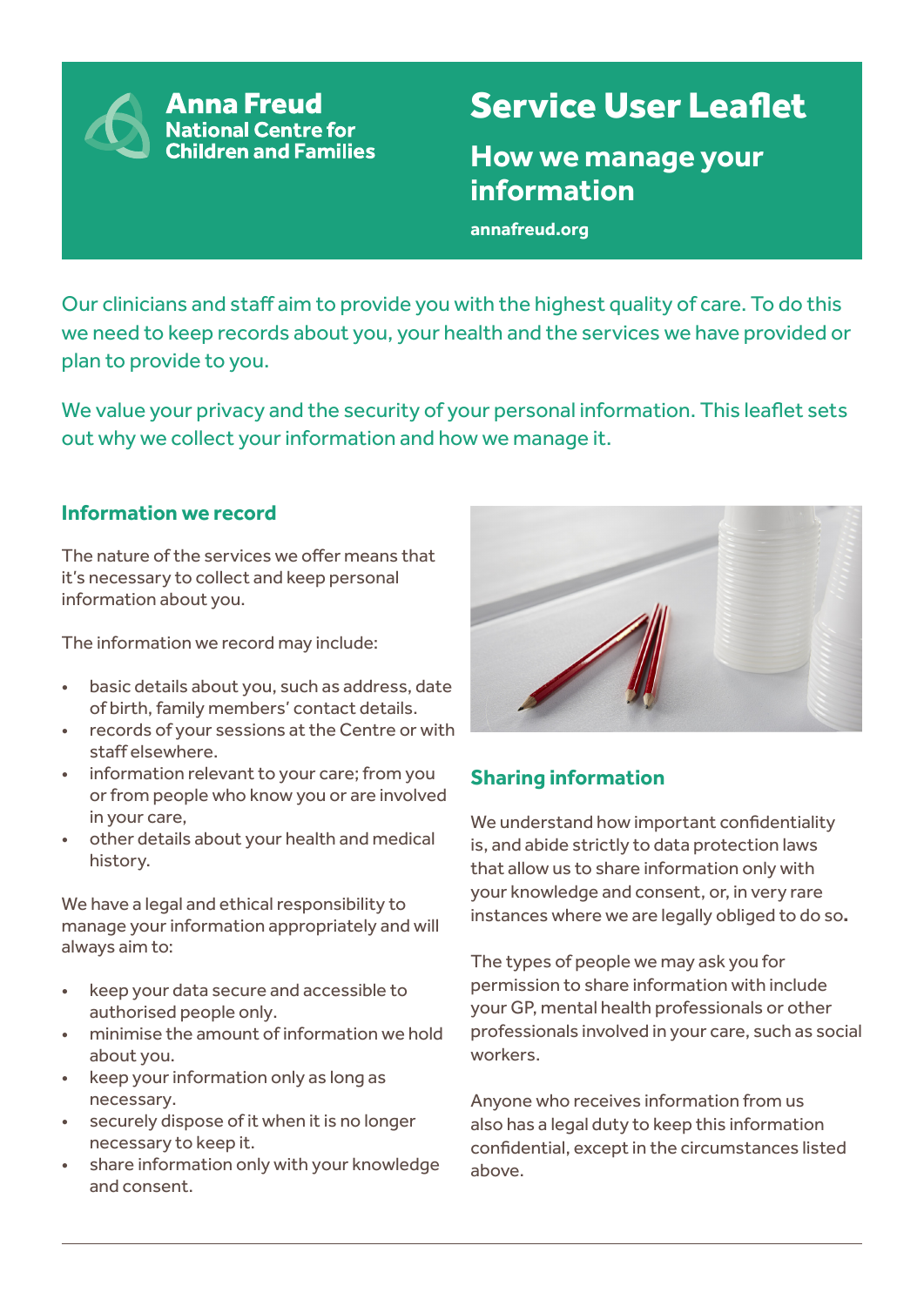**Anna Freud**
**National Centre for Children and Families**

# Service User Leaflet

## How we manage your information

**annafreud.org**

Our clinicians and staff aim to provide you with the highest quality of care. To do this we need to keep records about you, your health and the services we have provided or plan to provide to you.

We value your privacy and the security of your personal information. This leaflet sets out why we collect your information and how we manage it.

### Information we record

The nature of the services we offer means that it's necessary to collect and keep personal information about you.

The information we record may include:

- basic details about you, such as address, date of birth, family members' contact details.
- records of your sessions at the Centre or with staff elsewhere.
- information relevant to your care; from you or from people who know you or are involved in your care,
- other details about your health and medical history.

We have a legal and ethical responsibility to manage your information appropriately and will always aim to:

- keep your data secure and accessible to authorised people only.
- minimise the amount of information we hold about you.
- keep your information only as long as necessary.
- securely dispose of it when it is no longer necessary to keep it.
- share information only with your knowledge and consent.

### Sharing information

We understand how important confidentiality is, and abide strictly to data protection laws that allow us to share information only with your knowledge and consent, or, in very rare instances where we are legally obliged to do so.

The types of people we may ask you for permission to share information with include your GP, mental health professionals or other professionals involved in your care, such as social workers.

Anyone who receives information from us also has a legal duty to keep this information confidential, except in the circumstances listed above.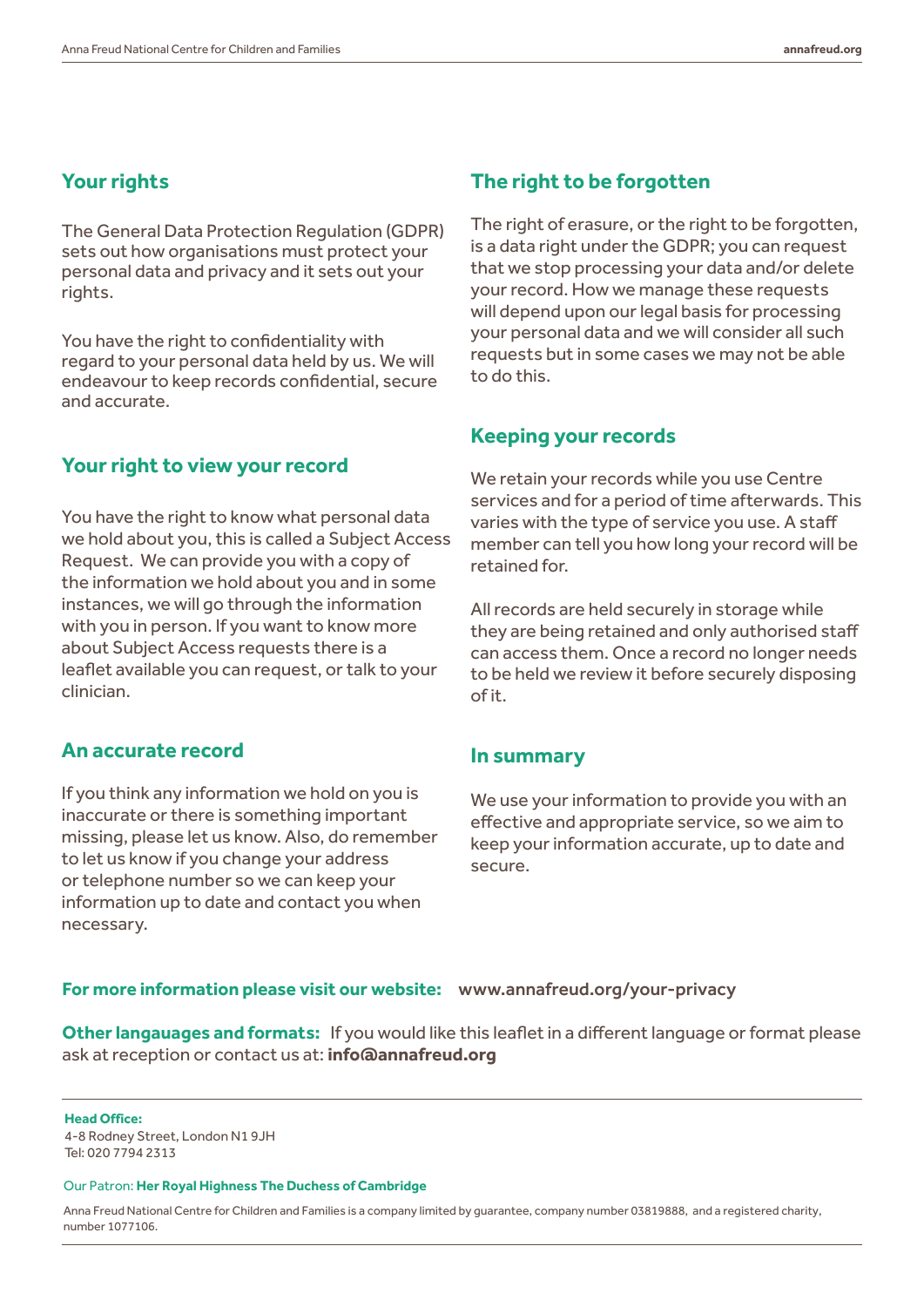## Your rights

The General Data Protection Regulation (GDPR) sets out how organisations must protect your personal data and privacy and it sets out your rights.

You have the right to confidentiality with regard to your personal data held by us. We will endeavour to keep records confidential, secure and accurate.

## Your right to view your record

You have the right to know what personal data we hold about you, this is called a Subject Access Request. We can provide you with a copy of the information we hold about you and in some instances, we will go through the information with you in person. If you want to know more about Subject Access requests there is a leaflet available you can request, or talk to your clinician.

## An accurate record

If you think any information we hold on you is inaccurate or there is something important missing, please let us know. Also, do remember to let us know if you change your address or telephone number so we can keep your information up to date and contact you when necessary.

## The right to be forgotten

The right of erasure, or the right to be forgotten, is a data right under the GDPR; you can request that we stop processing your data and/or delete your record. How we manage these requests will depend upon our legal basis for processing your personal data and we will consider all such requests but in some cases we may not be able to do this.

## Keeping your records

We retain your records while you use Centre services and for a period of time afterwards. This varies with the type of service you use. A staff member can tell you how long your record will be retained for.

All records are held securely in storage while they are being retained and only authorised staff can access them. Once a record no longer needs to be held we review it before securely disposing of it.

## In summary

We use your information to provide you with an effective and appropriate service, so we aim to keep your information accurate, up to date and secure.

**For more information please visit our website:** www.annafreud.org/your-privacy

**Other langauages and formats:** If you would like this leaflet in a different language or format please ask at reception or contact us at: **info@annafreud.org**

**Head Office:**
4-8 Rodney Street, London N1 9JH
Tel: 020 7794 2313

Our Patron: **Her Royal Highness The Duchess of Cambridge**

Anna Freud National Centre for Children and Families is a company limited by guarantee, company number 03819888, and a registered charity, number 1077106.